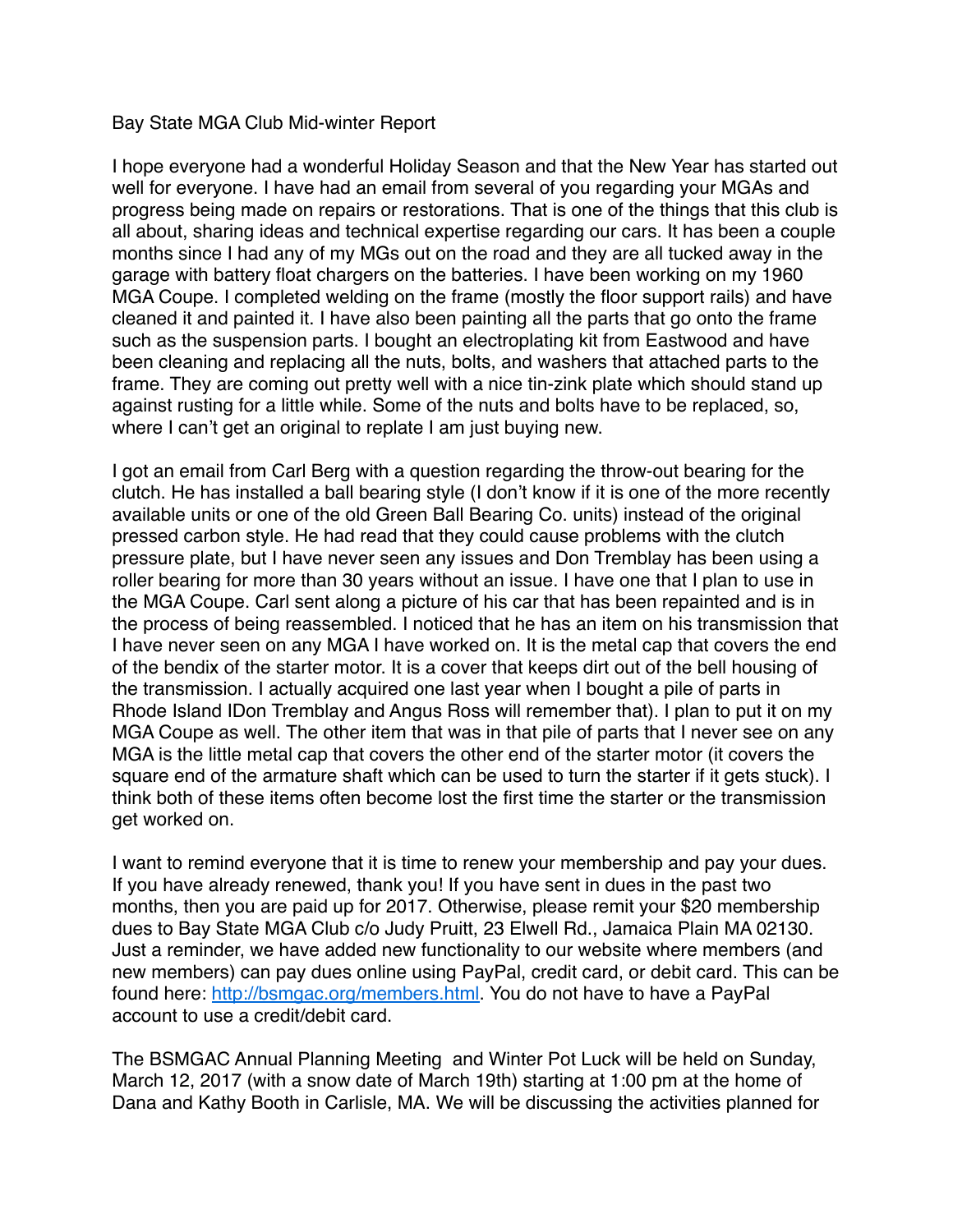Bay State MGA Club Mid-winter Report

I hope everyone had a wonderful Holiday Season and that the New Year has started out well for everyone. I have had an email from several of you regarding your MGAs and progress being made on repairs or restorations. That is one of the things that this club is all about, sharing ideas and technical expertise regarding our cars. It has been a couple months since I had any of my MGs out on the road and they are all tucked away in the garage with battery float chargers on the batteries. I have been working on my 1960 MGA Coupe. I completed welding on the frame (mostly the floor support rails) and have cleaned it and painted it. I have also been painting all the parts that go onto the frame such as the suspension parts. I bought an electroplating kit from Eastwood and have been cleaning and replacing all the nuts, bolts, and washers that attached parts to the frame. They are coming out pretty well with a nice tin-zink plate which should stand up against rusting for a little while. Some of the nuts and bolts have to be replaced, so, where I can't get an original to replate I am just buying new.

I got an email from Carl Berg with a question regarding the throw-out bearing for the clutch. He has installed a ball bearing style (I don't know if it is one of the more recently available units or one of the old Green Ball Bearing Co. units) instead of the original pressed carbon style. He had read that they could cause problems with the clutch pressure plate, but I have never seen any issues and Don Tremblay has been using a roller bearing for more than 30 years without an issue. I have one that I plan to use in the MGA Coupe. Carl sent along a picture of his car that has been repainted and is in the process of being reassembled. I noticed that he has an item on his transmission that I have never seen on any MGA I have worked on. It is the metal cap that covers the end of the bendix of the starter motor. It is a cover that keeps dirt out of the bell housing of the transmission. I actually acquired one last year when I bought a pile of parts in Rhode Island IDon Tremblay and Angus Ross will remember that). I plan to put it on my MGA Coupe as well. The other item that was in that pile of parts that I never see on any MGA is the little metal cap that covers the other end of the starter motor (it covers the square end of the armature shaft which can be used to turn the starter if it gets stuck). I think both of these items often become lost the first time the starter or the transmission get worked on.

I want to remind everyone that it is time to renew your membership and pay your dues. If you have already renewed, thank you! If you have sent in dues in the past two months, then you are paid up for 2017. Otherwise, please remit your $20 membership dues to Bay State MGA Club c/o Judy Pruitt, 23 Elwell Rd., Jamaica Plain MA 02130. Just a reminder, we have added new functionality to our website where members (and new members) can pay dues online using PayPal, credit card, or debit card. This can be found here: [http://bsmgac.org/members.html](http://bsmgac.org/members.html). You do not have to have a PayPal account to use a credit/debit card.

The BSMGAC Annual Planning Meeting and Winter Pot Luck will be held on Sunday, March 12, 2017 (with a snow date of March 19th) starting at 1:00 pm at the home of Dana and Kathy Booth in Carlisle, MA. We will be discussing the activities planned for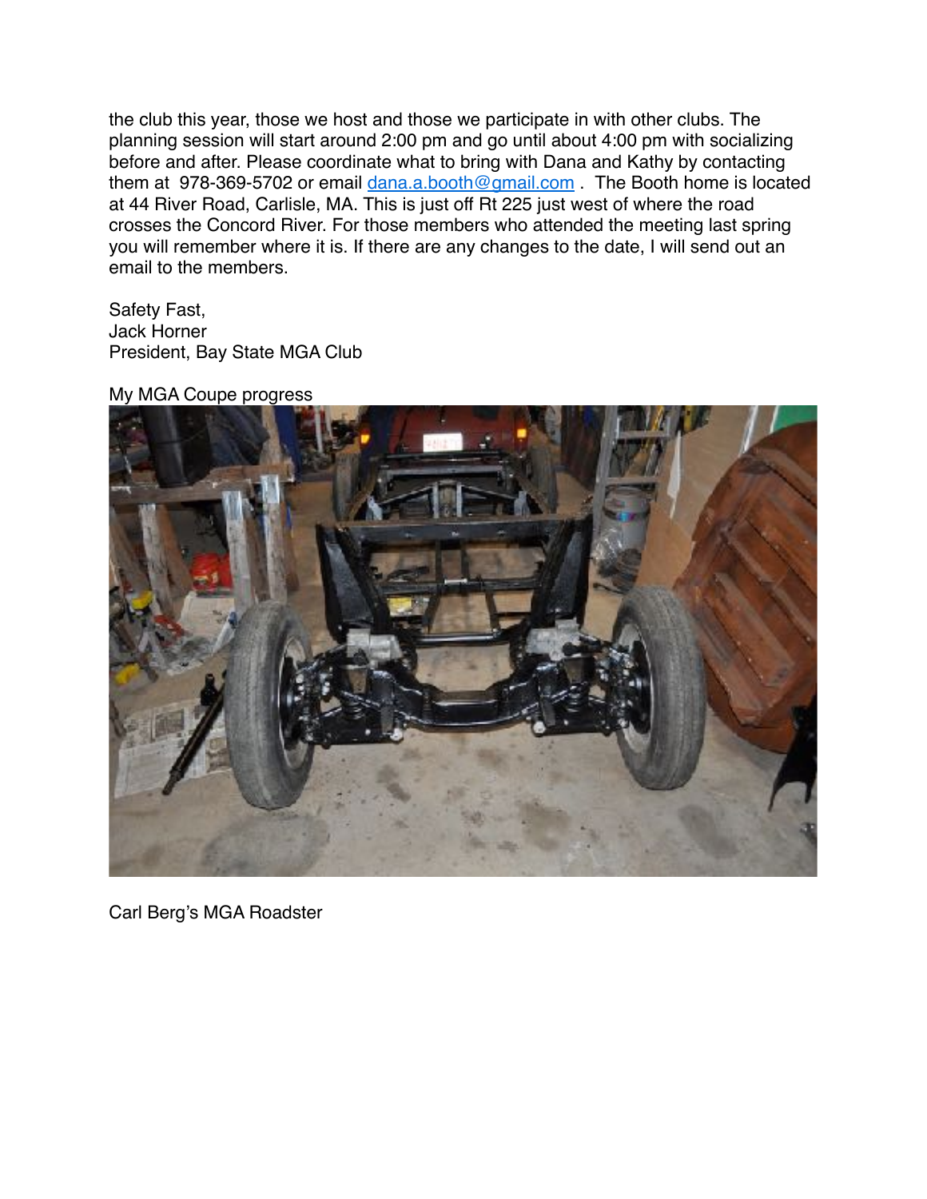the club this year, those we host and those we participate in with other clubs. The planning session will start around 2:00 pm and go until about 4:00 pm with socializing before and after. Please coordinate what to bring with Dana and Kathy by contacting them at 978-369-5702 or email [dana.a.booth@gmail.com](mailto:dana.a.booth@gmail.com) . The Booth home is located at 44 River Road, Carlisle, MA. This is just off Rt 225 just west of where the road crosses the Concord River. For those members who attended the meeting last spring you will remember where it is. If there are any changes to the date, I will send out an email to the members.

Safety Fast,
Jack Horner
President, Bay State MGA Club

My MGA Coupe progress

Carl Berg's MGA Roadster